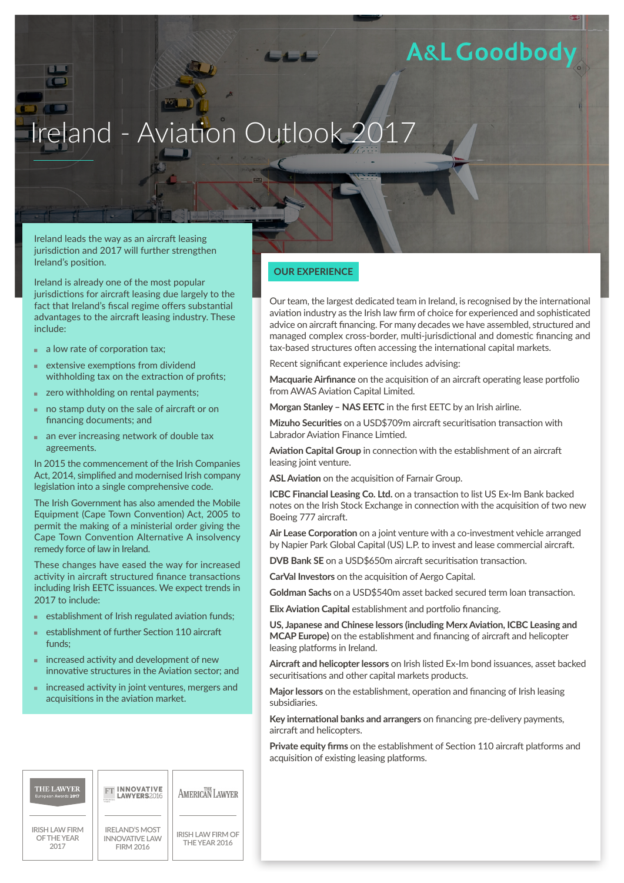A&L Goodbody

# Ireland - Aviation Outlook 2017

Ireland leads the way as an aircraft leasing jurisdiction and 2017 will further strengthen Ireland's position.

Ireland is already one of the most popular jurisdictions for aircraft leasing due largely to the fact that Ireland's fiscal regime offers substantial advantages to the aircraft leasing industry. These include:

- a low rate of corporation tax;
- extensive exemptions from dividend withholding tax on the extraction of profits;
- zero withholding on rental payments;
- no stamp duty on the sale of aircraft or on financing documents; and
- an ever increasing network of double tax agreements.

In 2015 the commencement of the Irish Companies Act, 2014, simplified and modernised Irish company legislation into a single comprehensive code.

The Irish Government has also amended the Mobile Equipment (Cape Town Convention) Act, 2005 to permit the making of a ministerial order giving the Cape Town Convention Alternative A insolvency remedy force of law in Ireland.

These changes have eased the way for increased activity in aircraft structured finance transactions including Irish EETC issuances. We expect trends in 2017 to include:

- establishment of Irish regulated aviation funds;
- establishment of further Section 110 aircraft funds;
- increased activity and development of new innovative structures in the Aviation sector; and
- increased activity in joint ventures, mergers and acquisitions in the aviation market.

THE LAWYER European Awards 2017 — IRISH LAW FIRM OF THE YEAR 2017

FT INNOVATIVE LAWYERS 2016 — IRELAND'S MOST INNOVATIVE LAW FIRM 2016

THE AMERICAN LAWYER — IRISH LAW FIRM OF THE YEAR 2016

## OUR EXPERIENCE

Our team, the largest dedicated team in Ireland, is recognised by the international aviation industry as the Irish law firm of choice for experienced and sophisticated advice on aircraft financing. For many decades we have assembled, structured and managed complex cross-border, multi-jurisdictional and domestic financing and tax-based structures often accessing the international capital markets.

Recent significant experience includes advising:

**Macquarie Airfinance** on the acquisition of an aircraft operating lease portfolio from AWAS Aviation Capital Limited.

**Morgan Stanley – NAS EETC** in the first EETC by an Irish airline.

**Mizuho Securities** on a USD$709m aircraft securitisation transaction with Labrador Aviation Finance Limtied.

**Aviation Capital Group** in connection with the establishment of an aircraft leasing joint venture.

**ASL Aviation** on the acquisition of Farnair Group.

**ICBC Financial Leasing Co. Ltd.** on a transaction to list US Ex-Im Bank backed notes on the Irish Stock Exchange in connection with the acquisition of two new Boeing 777 aircraft.

**Air Lease Corporation** on a joint venture with a co-investment vehicle arranged by Napier Park Global Capital (US) L.P. to invest and lease commercial aircraft.

**DVB Bank SE** on a USD$650m aircraft securitisation transaction.

**CarVal Investors** on the acquisition of Aergo Capital.

**Goldman Sachs** on a USD$540m asset backed secured term loan transaction.

**Elix Aviation Capital** establishment and portfolio financing.

**US, Japanese and Chinese lessors (including Merx Aviation, ICBC Leasing and MCAP Europe)** on the establishment and financing of aircraft and helicopter leasing platforms in Ireland.

**Aircraft and helicopter lessors** on Irish listed Ex-Im bond issuances, asset backed securitisations and other capital markets products.

**Major lessors** on the establishment, operation and financing of Irish leasing subsidiaries.

**Key international banks and arrangers** on financing pre-delivery payments, aircraft and helicopters.

**Private equity firms** on the establishment of Section 110 aircraft platforms and acquisition of existing leasing platforms.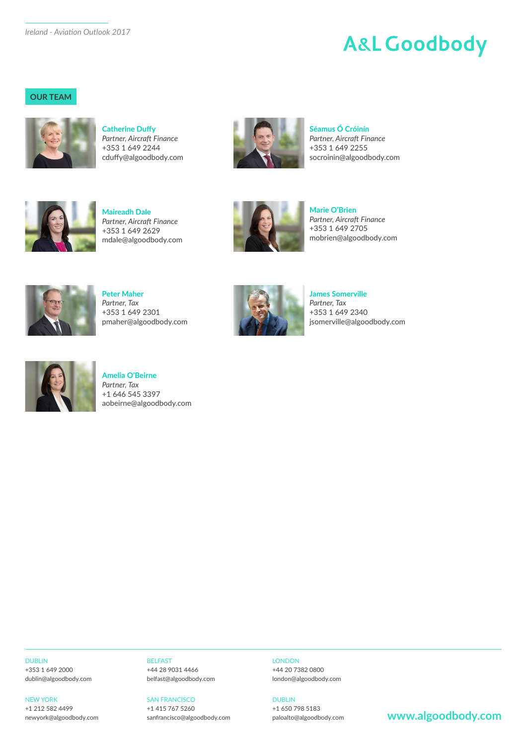## OUR TEAM

**Catherine Duffy**
*Partner, Aircraft Finance*
+353 1 649 2244
cduffy@algoodbody.com

**Séamus Ó Cróinín**
*Partner, Aircraft Finance*
+353 1 649 2255
socroinin@algoodbody.com

**Maireadh Dale**
*Partner, Aircraft Finance*
+353 1 649 2629
mdale@algoodbody.com

**Marie O'Brien**
*Partner, Aircraft Finance*
+353 1 649 2705
mobrien@algoodbody.com

**Peter Maher**
*Partner, Tax*
+353 1 649 2301
pmaher@algoodbody.com

**James Somerville**
*Partner, Tax*
+353 1 649 2340
jsomerville@algoodbody.com

**Amelia O'Beirne**
*Partner, Tax*
+1 646 545 3397
aobeirne@algoodbody.com

DUBLIN
+353 1 649 2000
dublin@algoodbody.com

BELFAST
+44 28 9031 4466
belfast@algoodbody.com

LONDON
+44 20 7382 0800
london@algoodbody.com

NEW YORK
+1 212 582 4499
newyork@algoodbody.com

SAN FRANCISCO
+1 415 767 5260
sanfrancisco@algoodbody.com

DUBLIN
+1 650 798 5183
paloalto@algoodbody.com

www.algoodbody.com